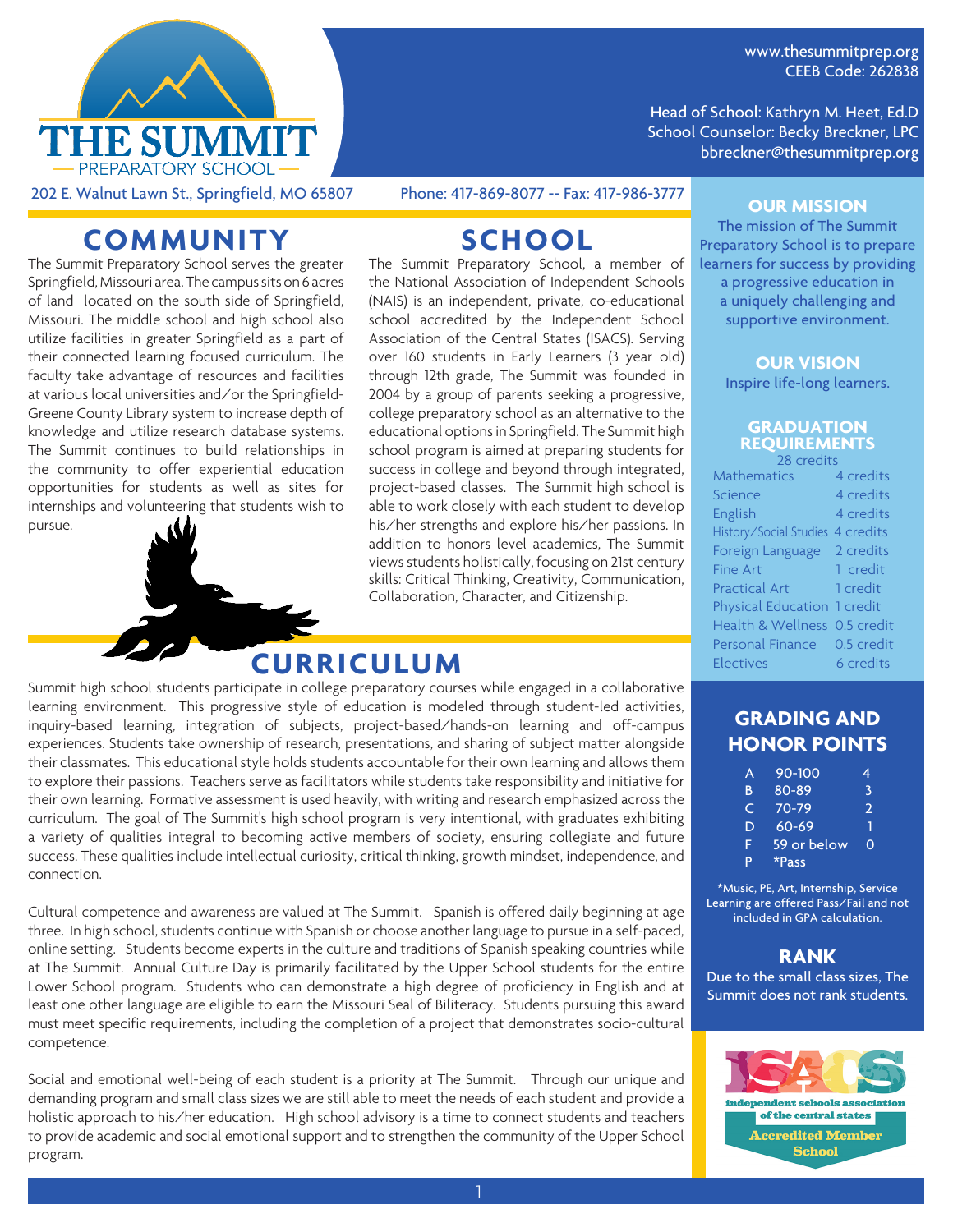# THE SUMMIT PREPARATORY SCHOOL

202 E. Walnut Lawn St., Springfield, MO 65807 Phone: 417-869-8077 -- Fax: 417-986-3777

www.thesummitprep.org
CEEB Code: 262838

Head of School: Kathryn M. Heet, Ed.D
School Counselor: Becky Breckner, LPC
bbreckner@thesummitprep.org

## COMMUNITY

The Summit Preparatory School serves the greater Springfield, Missouri area. The campus sits on 6 acres of land located on the south side of Springfield, Missouri. The middle school and high school also utilize facilities in greater Springfield as a part of their connected learning focused curriculum. The faculty take advantage of resources and facilities at various local universities and/or the Springfield-Greene County Library system to increase depth of knowledge and utilize research database systems. The Summit continues to build relationships in the community to offer experiential education opportunities for students as well as sites for internships and volunteering that students wish to pursue.

## SCHOOL

The Summit Preparatory School, a member of the National Association of Independent Schools (NAIS) is an independent, private, co-educational school accredited by the Independent School Association of the Central States (ISACS). Serving over 160 students in Early Learners (3 year old) through 12th grade, The Summit was founded in 2004 by a group of parents seeking a progressive, college preparatory school as an alternative to the educational options in Springfield. The Summit high school program is aimed at preparing students for success in college and beyond through integrated, project-based classes. The Summit high school is able to work closely with each student to develop his/her strengths and explore his/her passions. In addition to honors level academics, The Summit views students holistically, focusing on 21st century skills: Critical Thinking, Creativity, Communication, Collaboration, Character, and Citizenship.

## CURRICULUM

Summit high school students participate in college preparatory courses while engaged in a collaborative learning environment. This progressive style of education is modeled through student-led activities, inquiry-based learning, integration of subjects, project-based/hands-on learning and off-campus experiences. Students take ownership of research, presentations, and sharing of subject matter alongside their classmates. This educational style holds students accountable for their own learning and allows them to explore their passions. Teachers serve as facilitators while students take responsibility and initiative for their own learning. Formative assessment is used heavily, with writing and research emphasized across the curriculum. The goal of The Summit's high school program is very intentional, with graduates exhibiting a variety of qualities integral to becoming active members of society, ensuring collegiate and future success. These qualities include intellectual curiosity, critical thinking, growth mindset, independence, and connection.

Cultural competence and awareness are valued at The Summit. Spanish is offered daily beginning at age three. In high school, students continue with Spanish or choose another language to pursue in a self-paced, online setting. Students become experts in the culture and traditions of Spanish speaking countries while at The Summit. Annual Culture Day is primarily facilitated by the Upper School students for the entire Lower School program. Students who can demonstrate a high degree of proficiency in English and at least one other language are eligible to earn the Missouri Seal of Biliteracy. Students pursuing this award must meet specific requirements, including the completion of a project that demonstrates socio-cultural competence.

Social and emotional well-being of each student is a priority at The Summit. Through our unique and demanding program and small class sizes we are still able to meet the needs of each student and provide a holistic approach to his/her education. High school advisory is a time to connect students and teachers to provide academic and social emotional support and to strengthen the community of the Upper School program.

### OUR MISSION

The mission of The Summit Preparatory School is to prepare learners for success by providing a progressive education in a uniquely challenging and supportive environment.

### OUR VISION

Inspire life-long learners.

### GRADUATION REQUIREMENTS

28 credits

| Subject | Credits |
| --- | --- |
| Mathematics | 4 credits |
| Science | 4 credits |
| English | 4 credits |
| History/Social Studies | 4 credits |
| Foreign Language | 2 credits |
| Fine Art | 1 credit |
| Practical Art | 1 credit |
| Physical Education | 1 credit |
| Health & Wellness | 0.5 credit |
| Personal Finance | 0.5 credit |
| Electives | 6 credits |

### GRADING AND HONOR POINTS

| Grade | Range | Points |
| --- | --- | --- |
| A | 90-100 | 4 |
| B | 80-89 | 3 |
| C | 70-79 | 2 |
| D | 60-69 | 1 |
| F | 59 or below | 0 |
| P | *Pass | |

*Music, PE, Art, Internship, Service Learning are offered Pass/Fail and not included in GPA calculation.

### RANK

Due to the small class sizes, The Summit does not rank students.

independent schools association of the central states
Accredited Member School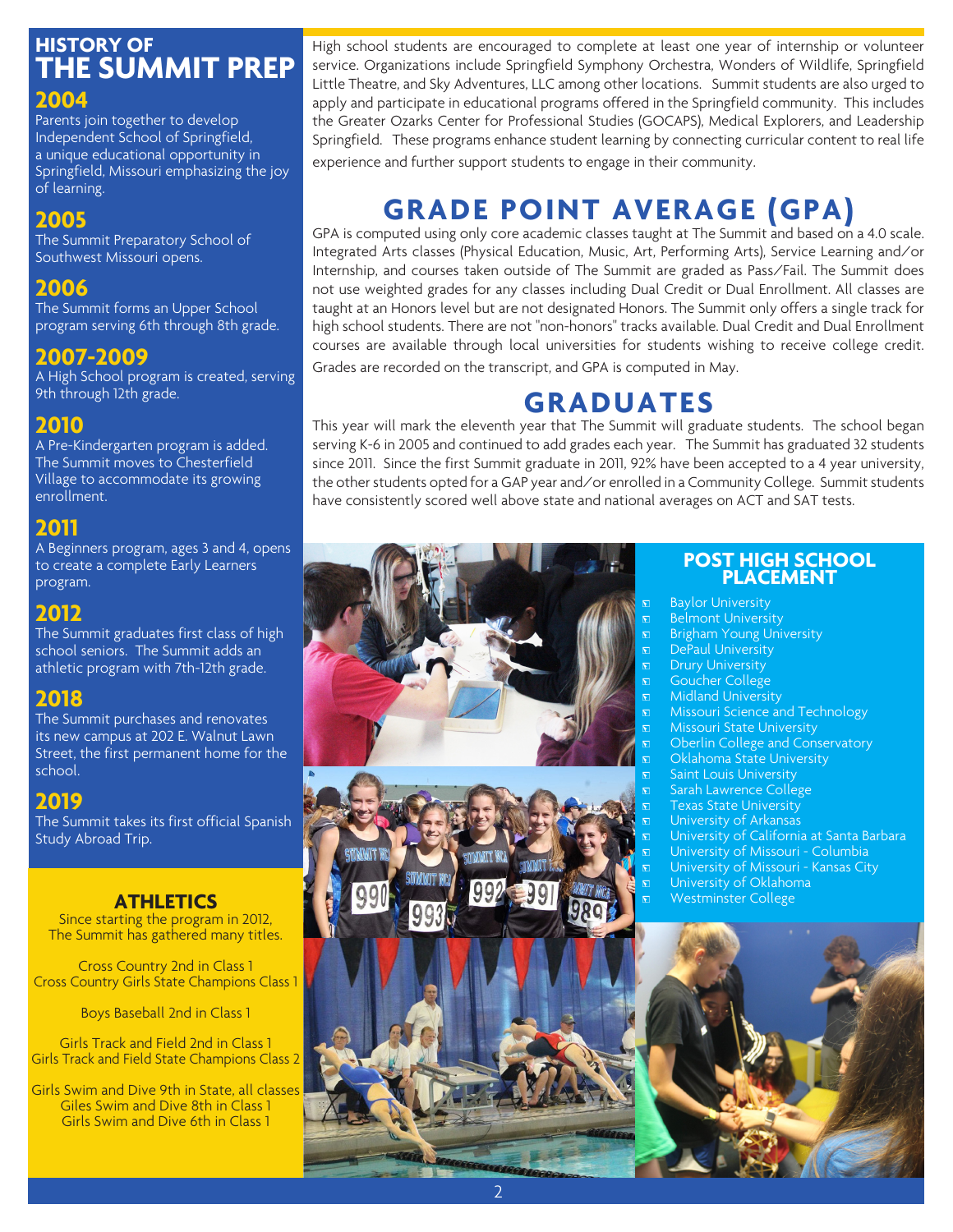# HISTORY OF THE SUMMIT PREP

## 2004

Parents join together to develop Independent School of Springfield, a unique educational opportunity in Springfield, Missouri emphasizing the joy of learning.

## 2005

The Summit Preparatory School of Southwest Missouri opens.

## 2006

The Summit forms an Upper School program serving 6th through 8th grade.

## 2007-2009

A High School program is created, serving 9th through 12th grade.

## 2010

A Pre-Kindergarten program is added. The Summit moves to Chesterfield Village to accommodate its growing enrollment.

## 2011

A Beginners program, ages 3 and 4, opens to create a complete Early Learners program.

## 2012

The Summit graduates first class of high school seniors. The Summit adds an athletic program with 7th-12th grade.

## 2018

The Summit purchases and renovates its new campus at 202 E. Walnut Lawn Street, the first permanent home for the school.

## 2019

The Summit takes its first official Spanish Study Abroad Trip.

## ATHLETICS

Since starting the program in 2012, The Summit has gathered many titles.

Cross Country 2nd in Class 1
Cross Country Girls State Champions Class 1

Boys Baseball 2nd in Class 1

Girls Track and Field 2nd in Class 1
Girls Track and Field State Champions Class 2

Girls Swim and Dive 9th in State, all classes
Giles Swim and Dive 8th in Class 1
Girls Swim and Dive 6th in Class 1

High school students are encouraged to complete at least one year of internship or volunteer service. Organizations include Springfield Symphony Orchestra, Wonders of Wildlife, Springfield Little Theatre, and Sky Adventures, LLC among other locations. Summit students are also urged to apply and participate in educational programs offered in the Springfield community. This includes the Greater Ozarks Center for Professional Studies (GOCAPS), Medical Explorers, and Leadership Springfield. These programs enhance student learning by connecting curricular content to real life experience and further support students to engage in their community.

# GRADE POINT AVERAGE (GPA)

GPA is computed using only core academic classes taught at The Summit and based on a 4.0 scale. Integrated Arts classes (Physical Education, Music, Art, Performing Arts), Service Learning and/or Internship, and courses taken outside of The Summit are graded as Pass/Fail. The Summit does not use weighted grades for any classes including Dual Credit or Dual Enrollment. All classes are taught at an Honors level but are not designated Honors. The Summit only offers a single track for high school students. There are not "non-honors" tracks available. Dual Credit and Dual Enrollment courses are available through local universities for students wishing to receive college credit. Grades are recorded on the transcript, and GPA is computed in May.

# GRADUATES

This year will mark the eleventh year that The Summit will graduate students. The school began serving K-6 in 2005 and continued to add grades each year. The Summit has graduated 32 students since 2011. Since the first Summit graduate in 2011, 92% have been accepted to a 4 year university, the other students opted for a GAP year and/or enrolled in a Community College. Summit students have consistently scored well above state and national averages on ACT and SAT tests.

## POST HIGH SCHOOL PLACEMENT

- Baylor University
- Belmont University
- Brigham Young University
- DePaul University
- Drury University
- Goucher College
- Midland University
- Missouri Science and Technology
- Missouri State University
- Oberlin College and Conservatory
- Oklahoma State University
- Saint Louis University
- Sarah Lawrence College
- Texas State University
- University of Arkansas
- University of California at Santa Barbara
- University of Missouri - Columbia
- University of Missouri - Kansas City
- University of Oklahoma
- Westminster College